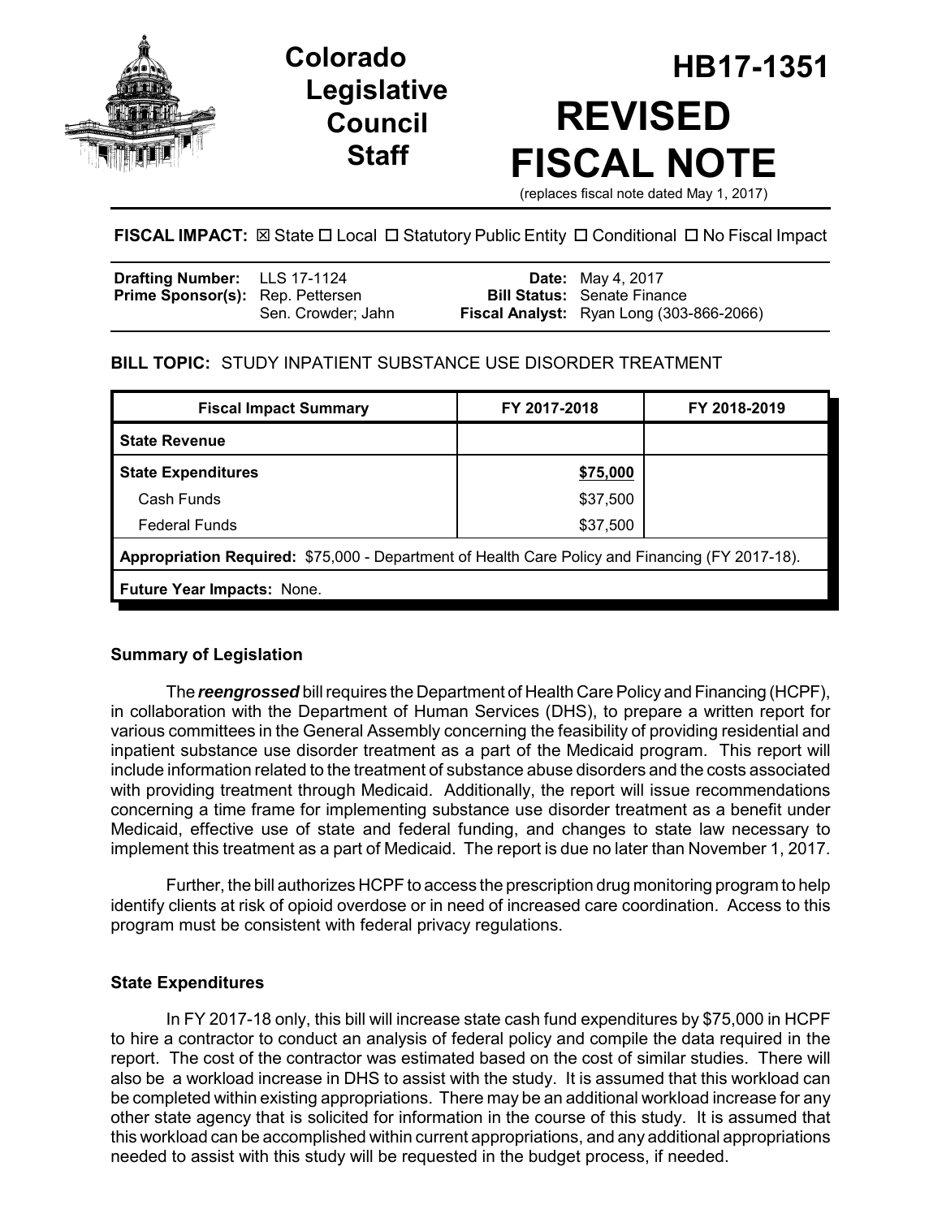# Colorado Legislative Council Staff

# HB17-1351

# REVISED FISCAL NOTE

(replaces fiscal note dated May 1, 2017)

**FISCAL IMPACT:** ☒ State ☐ Local ☐ Statutory Public Entity ☐ Conditional ☐ No Fiscal Impact

| | | | |
|---|---|---|---|
| **Drafting Number:** | LLS 17-1124 | **Date:** | May 4, 2017 |
| **Prime Sponsor(s):** | Rep. Pettersen<br>Sen. Crowder; Jahn | **Bill Status:** | Senate Finance |
| | | **Fiscal Analyst:** | Ryan Long (303-866-2066) |

**BILL TOPIC:** STUDY INPATIENT SUBSTANCE USE DISORDER TREATMENT

| Fiscal Impact Summary | FY 2017-2018 | FY 2018-2019 |
|---|---|---|
| **State Revenue** | | |
| **State Expenditures** | <u>$75,000</u> | |
| Cash Funds | $37,500 | |
| Federal Funds | $37,500 | |
| **Appropriation Required:** $75,000 - Department of Health Care Policy and Financing (FY 2017-18). | | |
| **Future Year Impacts:** None. | | |

### Summary of Legislation

The ***reengrossed*** bill requires the Department of Health Care Policy and Financing (HCPF), in collaboration with the Department of Human Services (DHS), to prepare a written report for various committees in the General Assembly concerning the feasibility of providing residential and inpatient substance use disorder treatment as a part of the Medicaid program. This report will include information related to the treatment of substance abuse disorders and the costs associated with providing treatment through Medicaid. Additionally, the report will issue recommendations concerning a time frame for implementing substance use disorder treatment as a benefit under Medicaid, effective use of state and federal funding, and changes to state law necessary to implement this treatment as a part of Medicaid. The report is due no later than November 1, 2017.

Further, the bill authorizes HCPF to access the prescription drug monitoring program to help identify clients at risk of opioid overdose or in need of increased care coordination. Access to this program must be consistent with federal privacy regulations.

### State Expenditures

In FY 2017-18 only, this bill will increase state cash fund expenditures by $75,000 in HCPF to hire a contractor to conduct an analysis of federal policy and compile the data required in the report. The cost of the contractor was estimated based on the cost of similar studies. There will also be a workload increase in DHS to assist with the study. It is assumed that this workload can be completed within existing appropriations. There may be an additional workload increase for any other state agency that is solicited for information in the course of this study. It is assumed that this workload can be accomplished within current appropriations, and any additional appropriations needed to assist with this study will be requested in the budget process, if needed.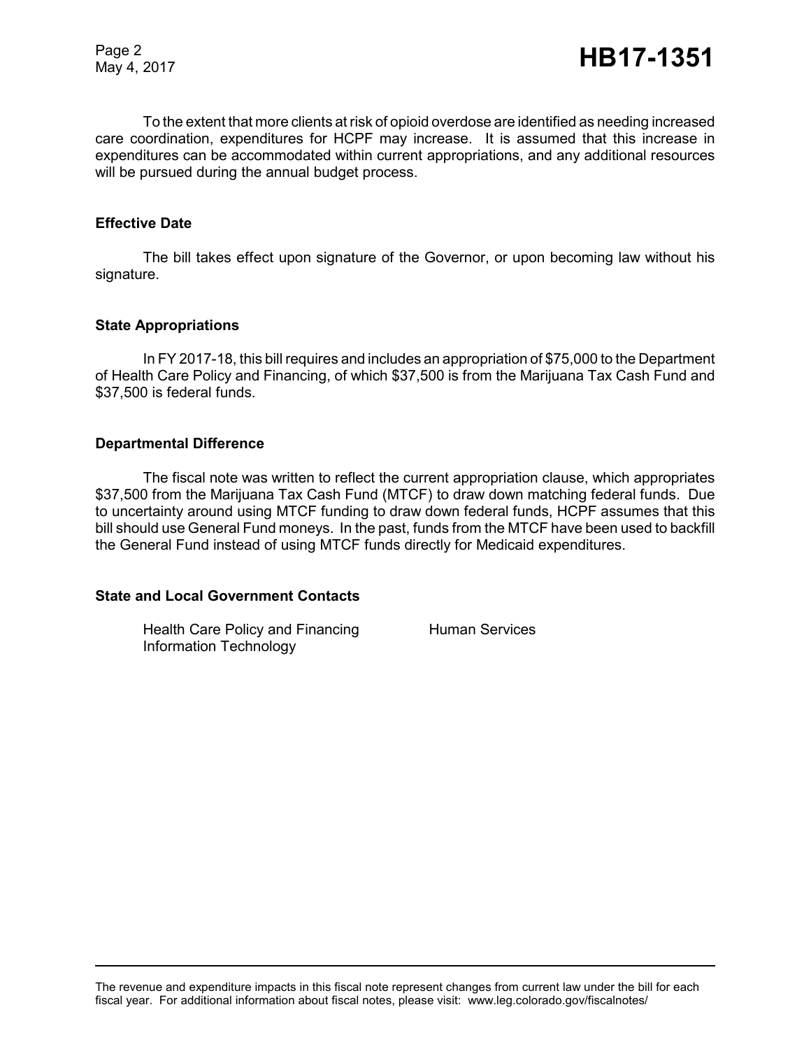To the extent that more clients at risk of opioid overdose are identified as needing increased care coordination, expenditures for HCPF may increase. It is assumed that this increase in expenditures can be accommodated within current appropriations, and any additional resources will be pursued during the annual budget process.

### Effective Date

The bill takes effect upon signature of the Governor, or upon becoming law without his signature.

### State Appropriations

In FY 2017-18, this bill requires and includes an appropriation of $75,000 to the Department of Health Care Policy and Financing, of which $37,500 is from the Marijuana Tax Cash Fund and $37,500 is federal funds.

### Departmental Difference

The fiscal note was written to reflect the current appropriation clause, which appropriates $37,500 from the Marijuana Tax Cash Fund (MTCF) to draw down matching federal funds. Due to uncertainty around using MTCF funding to draw down federal funds, HCPF assumes that this bill should use General Fund moneys. In the past, funds from the MTCF have been used to backfill the General Fund instead of using MTCF funds directly for Medicaid expenditures.

### State and Local Government Contacts

Health Care Policy and Financing
Human Services
Information Technology

The revenue and expenditure impacts in this fiscal note represent changes from current law under the bill for each fiscal year. For additional information about fiscal notes, please visit: www.leg.colorado.gov/fiscalnotes/